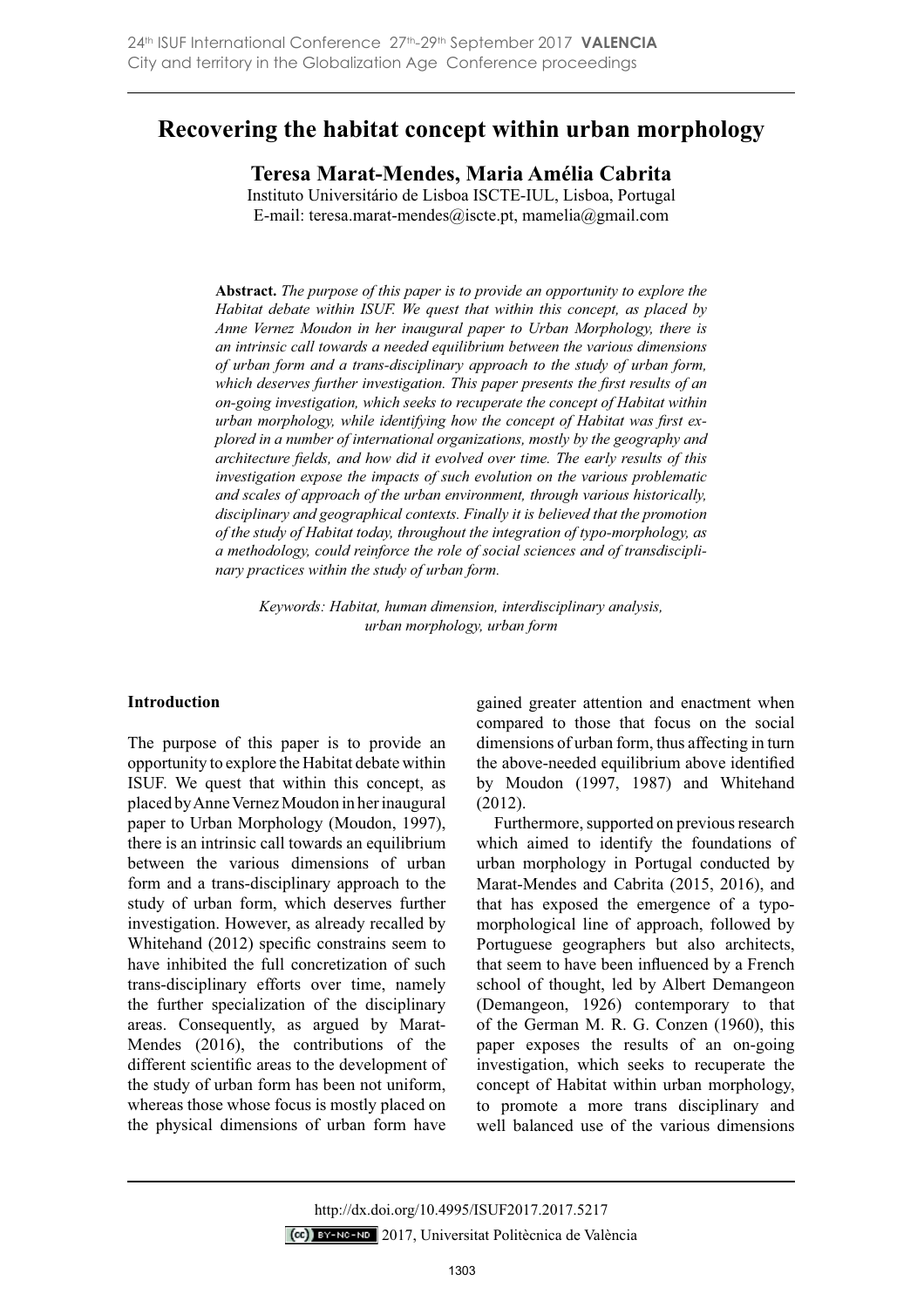# Recovering the habitat concept within urban morphology

**Teresa Marat-Mendes, Maria Amélia Cabrita**

Instituto Universitário de Lisboa ISCTE-IUL, Lisboa, Portugal

E-mail: teresa.marat-mendes@iscte.pt, mamelia@gmail.com

**Abstract.** *The purpose of this paper is to provide an opportunity to explore the Habitat debate within ISUF. We quest that within this concept, as placed by Anne Vernez Moudon in her inaugural paper to Urban Morphology, there is an intrinsic call towards a needed equilibrium between the various dimensions of urban form and a trans-disciplinary approach to the study of urban form, which deserves further investigation. This paper presents the first results of an on-going investigation, which seeks to recuperate the concept of Habitat within urban morphology, while identifying how the concept of Habitat was first explored in a number of international organizations, mostly by the geography and architecture fields, and how did it evolved over time. The early results of this investigation expose the impacts of such evolution on the various problematic and scales of approach of the urban environment, through various historically, disciplinary and geographical contexts. Finally it is believed that the promotion of the study of Habitat today, throughout the integration of typo-morphology, as a methodology, could reinforce the role of social sciences and of transdisciplinary practices within the study of urban form.*

*Keywords: Habitat, human dimension, interdisciplinary analysis, urban morphology, urban form*

## Introduction

The purpose of this paper is to provide an opportunity to explore the Habitat debate within ISUF. We quest that within this concept, as placed by Anne Vernez Moudon in her inaugural paper to Urban Morphology (Moudon, 1997), there is an intrinsic call towards an equilibrium between the various dimensions of urban form and a trans-disciplinary approach to the study of urban form, which deserves further investigation. However, as already recalled by Whitehand (2012) specific constrains seem to have inhibited the full concretization of such trans-disciplinary efforts over time, namely the further specialization of the disciplinary areas. Consequently, as argued by Marat-Mendes (2016), the contributions of the different scientific areas to the development of the study of urban form has been not uniform, whereas those whose focus is mostly placed on the physical dimensions of urban form have gained greater attention and enactment when compared to those that focus on the social dimensions of urban form, thus affecting in turn the above-needed equilibrium above identified by Moudon (1997, 1987) and Whitehand (2012).

Furthermore, supported on previous research which aimed to identify the foundations of urban morphology in Portugal conducted by Marat-Mendes and Cabrita (2015, 2016), and that has exposed the emergence of a typo-morphological line of approach, followed by Portuguese geographers but also architects, that seem to have been influenced by a French school of thought, led by Albert Demangeon (Demangeon, 1926) contemporary to that of the German M. R. G. Conzen (1960), this paper exposes the results of an on-going investigation, which seeks to recuperate the concept of Habitat within urban morphology, to promote a more trans disciplinary and well balanced use of the various dimensions

http://dx.doi.org/10.4995/ISUF2017.2017.5217

2017, Universitat Politècnica de València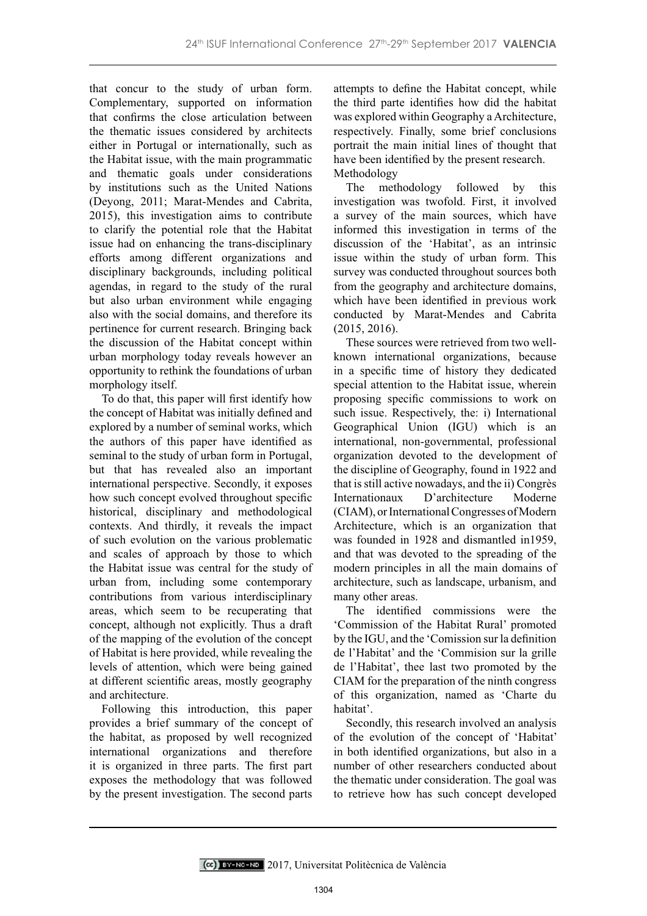that concur to the study of urban form. Complementary, supported on information that confirms the close articulation between the thematic issues considered by architects either in Portugal or internationally, such as the Habitat issue, with the main programmatic and thematic goals under considerations by institutions such as the United Nations (Deyong, 2011; Marat-Mendes and Cabrita, 2015), this investigation aims to contribute to clarify the potential role that the Habitat issue had on enhancing the trans-disciplinary efforts among different organizations and disciplinary backgrounds, including political agendas, in regard to the study of the rural but also urban environment while engaging also with the social domains, and therefore its pertinence for current research. Bringing back the discussion of the Habitat concept within urban morphology today reveals however an opportunity to rethink the foundations of urban morphology itself.

To do that, this paper will first identify how the concept of Habitat was initially defined and explored by a number of seminal works, which the authors of this paper have identified as seminal to the study of urban form in Portugal, but that has revealed also an important international perspective. Secondly, it exposes how such concept evolved throughout specific historical, disciplinary and methodological contexts. And thirdly, it reveals the impact of such evolution on the various problematic and scales of approach by those to which the Habitat issue was central for the study of urban from, including some contemporary contributions from various interdisciplinary areas, which seem to be recuperating that concept, although not explicitly. Thus a draft of the mapping of the evolution of the concept of Habitat is here provided, while revealing the levels of attention, which were being gained at different scientific areas, mostly geography and architecture.

Following this introduction, this paper provides a brief summary of the concept of the habitat, as proposed by well recognized international organizations and therefore it is organized in three parts. The first part exposes the methodology that was followed by the present investigation. The second parts attempts to define the Habitat concept, while the third parte identifies how did the habitat was explored within Geography a Architecture, respectively. Finally, some brief conclusions portrait the main initial lines of thought that have been identified by the present research.

## Methodology

The methodology followed by this investigation was twofold. First, it involved a survey of the main sources, which have informed this investigation in terms of the discussion of the 'Habitat', as an intrinsic issue within the study of urban form. This survey was conducted throughout sources both from the geography and architecture domains, which have been identified in previous work conducted by Marat-Mendes and Cabrita (2015, 2016).

These sources were retrieved from two well-known international organizations, because in a specific time of history they dedicated special attention to the Habitat issue, wherein proposing specific commissions to work on such issue. Respectively, the: i) International Geographical Union (IGU) which is an international, non-governmental, professional organization devoted to the development of the discipline of Geography, found in 1922 and that is still active nowadays, and the ii) Congrès Internationaux D'architecture Moderne (CIAM), or International Congresses of Modern Architecture, which is an organization that was founded in 1928 and dismantled in1959, and that was devoted to the spreading of the modern principles in all the main domains of architecture, such as landscape, urbanism, and many other areas.

The identified commissions were the 'Commission of the Habitat Rural' promoted by the IGU, and the 'Comission sur la definition de l'Habitat' and the 'Commision sur la grille de l'Habitat', thee last two promoted by the CIAM for the preparation of the ninth congress of this organization, named as 'Charte du habitat'.

Secondly, this research involved an analysis of the evolution of the concept of 'Habitat' in both identified organizations, but also in a number of other researchers conducted about the thematic under consideration. The goal was to retrieve how has such concept developed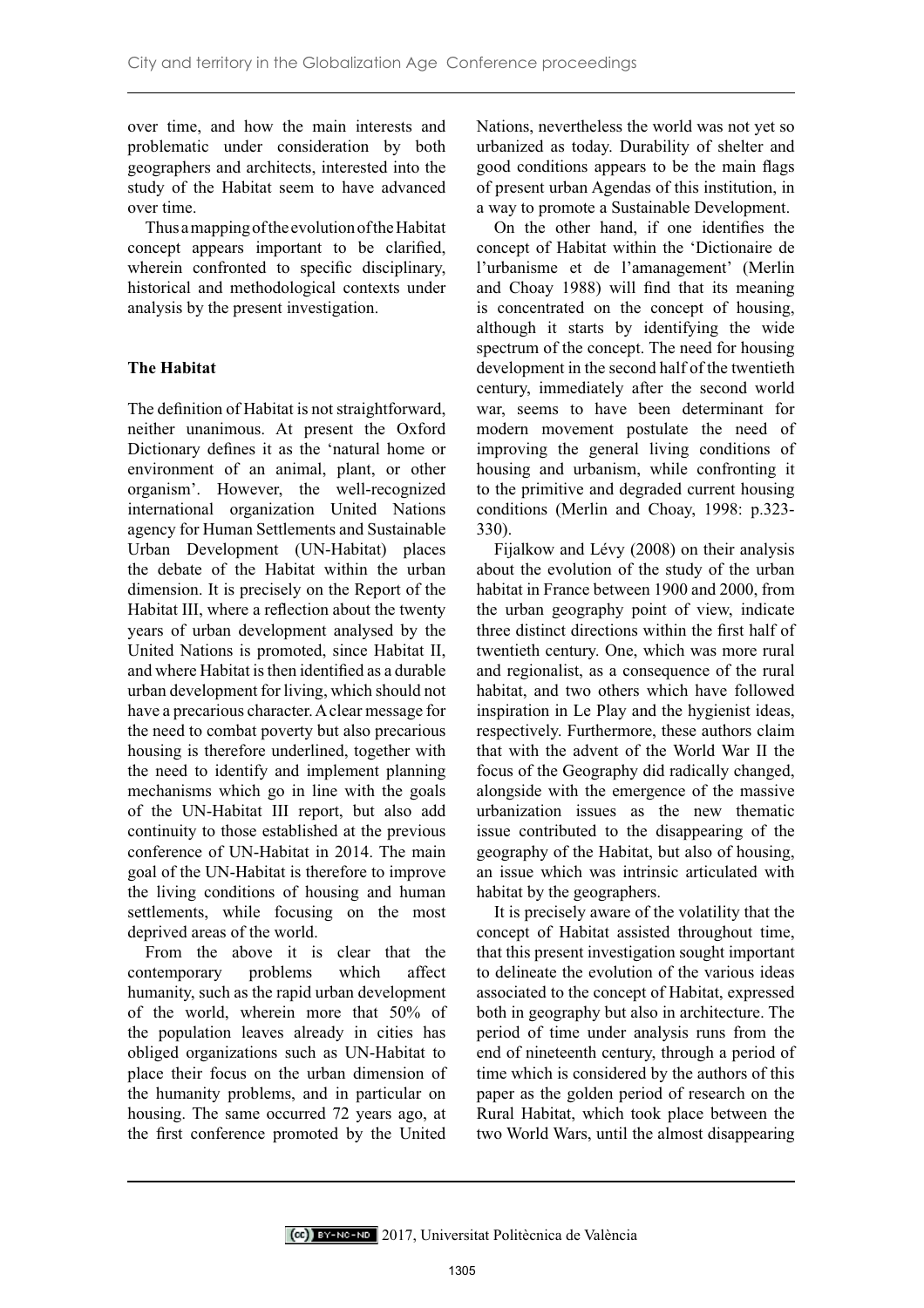over time, and how the main interests and problematic under consideration by both geographers and architects, interested into the study of the Habitat seem to have advanced over time.

Thus a mapping of the evolution of the Habitat concept appears important to be clarified, wherein confronted to specific disciplinary, historical and methodological contexts under analysis by the present investigation.

**The Habitat**

The definition of Habitat is not straightforward, neither unanimous. At present the Oxford Dictionary defines it as the 'natural home or environment of an animal, plant, or other organism'. However, the well-recognized international organization United Nations agency for Human Settlements and Sustainable Urban Development (UN-Habitat) places the debate of the Habitat within the urban dimension. It is precisely on the Report of the Habitat III, where a reflection about the twenty years of urban development analysed by the United Nations is promoted, since Habitat II, and where Habitat is then identified as a durable urban development for living, which should not have a precarious character. A clear message for the need to combat poverty but also precarious housing is therefore underlined, together with the need to identify and implement planning mechanisms which go in line with the goals of the UN-Habitat III report, but also add continuity to those established at the previous conference of UN-Habitat in 2014. The main goal of the UN-Habitat is therefore to improve the living conditions of housing and human settlements, while focusing on the most deprived areas of the world.

From the above it is clear that the contemporary problems which affect humanity, such as the rapid urban development of the world, wherein more that 50% of the population leaves already in cities has obliged organizations such as UN-Habitat to place their focus on the urban dimension of the humanity problems, and in particular on housing. The same occurred 72 years ago, at the first conference promoted by the United Nations, nevertheless the world was not yet so urbanized as today. Durability of shelter and good conditions appears to be the main flags of present urban Agendas of this institution, in a way to promote a Sustainable Development.

On the other hand, if one identifies the concept of Habitat within the 'Dictionaire de l'urbanisme et de l'amanagement' (Merlin and Choay 1988) will find that its meaning is concentrated on the concept of housing, although it starts by identifying the wide spectrum of the concept. The need for housing development in the second half of the twentieth century, immediately after the second world war, seems to have been determinant for modern movement postulate the need of improving the general living conditions of housing and urbanism, while confronting it to the primitive and degraded current housing conditions (Merlin and Choay, 1998: p.323-330).

Fijalkow and Lévy (2008) on their analysis about the evolution of the study of the urban habitat in France between 1900 and 2000, from the urban geography point of view, indicate three distinct directions within the first half of twentieth century. One, which was more rural and regionalist, as a consequence of the rural habitat, and two others which have followed inspiration in Le Play and the hygienist ideas, respectively. Furthermore, these authors claim that with the advent of the World War II the focus of the Geography did radically changed, alongside with the emergence of the massive urbanization issues as the new thematic issue contributed to the disappearing of the geography of the Habitat, but also of housing, an issue which was intrinsic articulated with habitat by the geographers.

It is precisely aware of the volatility that the concept of Habitat assisted throughout time, that this present investigation sought important to delineate the evolution of the various ideas associated to the concept of Habitat, expressed both in geography but also in architecture. The period of time under analysis runs from the end of nineteenth century, through a period of time which is considered by the authors of this paper as the golden period of research on the Rural Habitat, which took place between the two World Wars, until the almost disappearing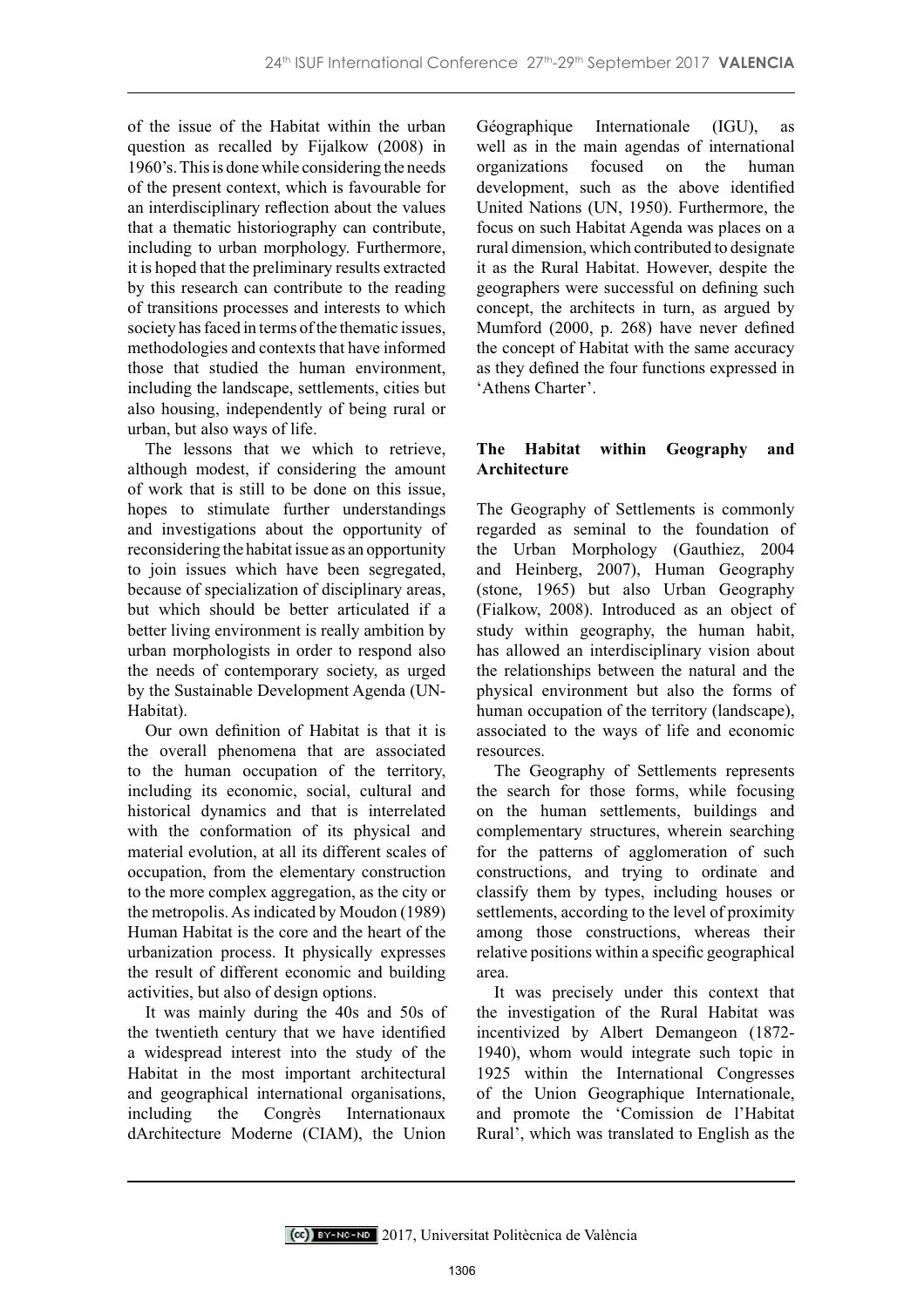of the issue of the Habitat within the urban question as recalled by Fijalkow (2008) in 1960's. This is done while considering the needs of the present context, which is favourable for an interdisciplinary reflection about the values that a thematic historiography can contribute, including to urban morphology. Furthermore, it is hoped that the preliminary results extracted by this research can contribute to the reading of transitions processes and interests to which society has faced in terms of the thematic issues, methodologies and contexts that have informed those that studied the human environment, including the landscape, settlements, cities but also housing, independently of being rural or urban, but also ways of life.

The lessons that we which to retrieve, although modest, if considering the amount of work that is still to be done on this issue, hopes to stimulate further understandings and investigations about the opportunity of reconsidering the habitat issue as an opportunity to join issues which have been segregated, because of specialization of disciplinary areas, but which should be better articulated if a better living environment is really ambition by urban morphologists in order to respond also the needs of contemporary society, as urged by the Sustainable Development Agenda (UN-Habitat).

Our own definition of Habitat is that it is the overall phenomena that are associated to the human occupation of the territory, including its economic, social, cultural and historical dynamics and that is interrelated with the conformation of its physical and material evolution, at all its different scales of occupation, from the elementary construction to the more complex aggregation, as the city or the metropolis. As indicated by Moudon (1989) Human Habitat is the core and the heart of the urbanization process. It physically expresses the result of different economic and building activities, but also of design options.

It was mainly during the 40s and 50s of the twentieth century that we have identified a widespread interest into the study of the Habitat in the most important architectural and geographical international organisations, including the Congrès Internationaux dArchitecture Moderne (CIAM), the Union Géographique Internationale (IGU), as well as in the main agendas of international organizations focused on the human development, such as the above identified United Nations (UN, 1950). Furthermore, the focus on such Habitat Agenda was places on a rural dimension, which contributed to designate it as the Rural Habitat. However, despite the geographers were successful on defining such concept, the architects in turn, as argued by Mumford (2000, p. 268) have never defined the concept of Habitat with the same accuracy as they defined the four functions expressed in 'Athens Charter'.

## The Habitat within Geography and Architecture

The Geography of Settlements is commonly regarded as seminal to the foundation of the Urban Morphology (Gauthiez, 2004 and Heinberg, 2007), Human Geography (stone, 1965) but also Urban Geography (Fialkow, 2008). Introduced as an object of study within geography, the human habit, has allowed an interdisciplinary vision about the relationships between the natural and the physical environment but also the forms of human occupation of the territory (landscape), associated to the ways of life and economic resources.

The Geography of Settlements represents the search for those forms, while focusing on the human settlements, buildings and complementary structures, wherein searching for the patterns of agglomeration of such constructions, and trying to ordinate and classify them by types, including houses or settlements, according to the level of proximity among those constructions, whereas their relative positions within a specific geographical area.

It was precisely under this context that the investigation of the Rural Habitat was incentivized by Albert Demangeon (1872-1940), whom would integrate such topic in 1925 within the International Congresses of the Union Geographique Internationale, and promote the 'Comission de l'Habitat Rural', which was translated to English as the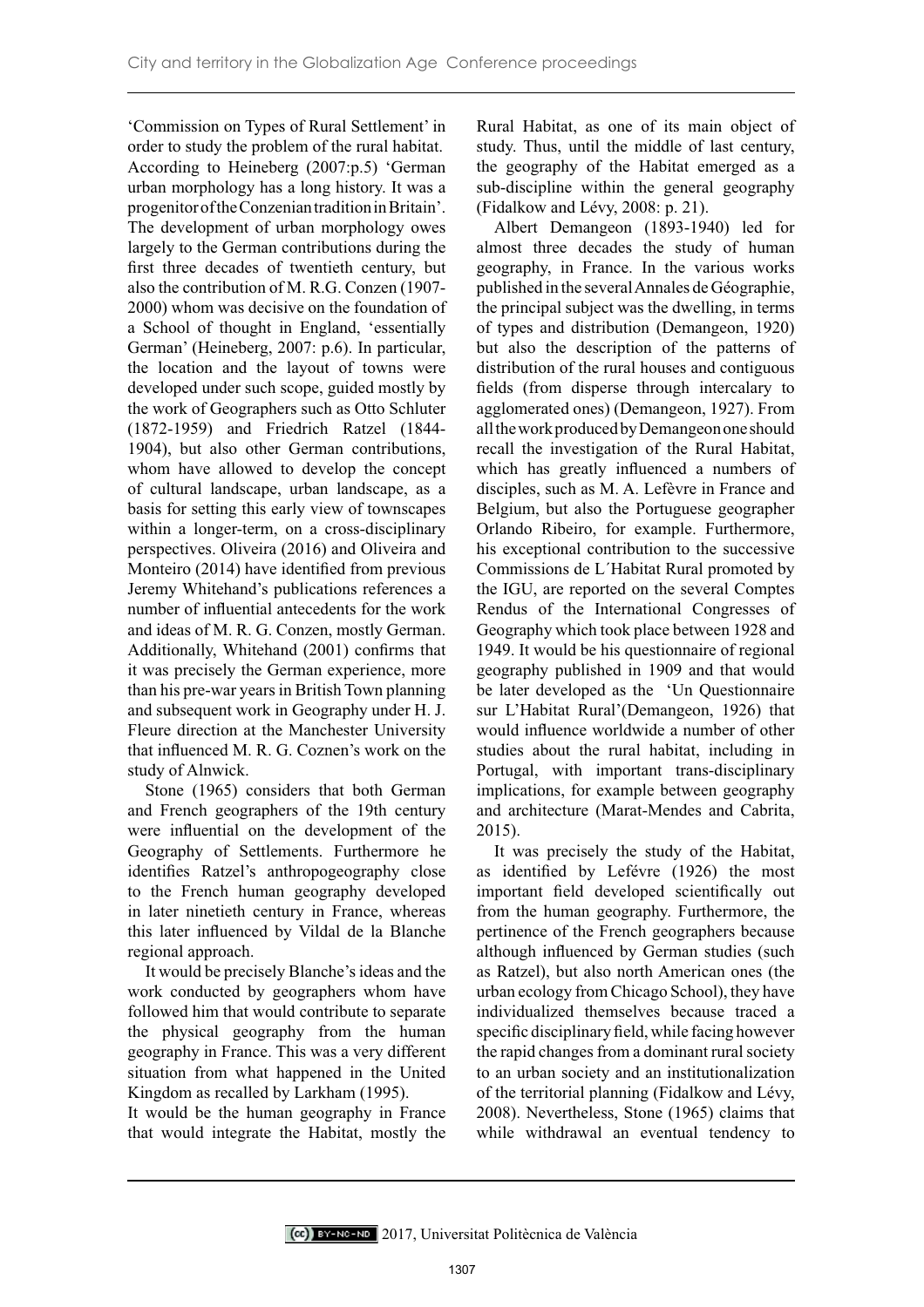'Commission on Types of Rural Settlement' in order to study the problem of the rural habitat. According to Heineberg (2007:p.5) 'German urban morphology has a long history. It was a progenitor of the Conzenian tradition in Britain'. The development of urban morphology owes largely to the German contributions during the first three decades of twentieth century, but also the contribution of M. R.G. Conzen (1907-2000) whom was decisive on the foundation of a School of thought in England, 'essentially German' (Heineberg, 2007: p.6). In particular, the location and the layout of towns were developed under such scope, guided mostly by the work of Geographers such as Otto Schluter (1872-1959) and Friedrich Ratzel (1844-1904), but also other German contributions, whom have allowed to develop the concept of cultural landscape, urban landscape, as a basis for setting this early view of townscapes within a longer-term, on a cross-disciplinary perspectives. Oliveira (2016) and Oliveira and Monteiro (2014) have identified from previous Jeremy Whitehand's publications references a number of influential antecedents for the work and ideas of M. R. G. Conzen, mostly German. Additionally, Whitehand (2001) confirms that it was precisely the German experience, more than his pre-war years in British Town planning and subsequent work in Geography under H. J. Fleure direction at the Manchester University that influenced M. R. G. Coznen's work on the study of Alnwick.

Stone (1965) considers that both German and French geographers of the 19th century were influential on the development of the Geography of Settlements. Furthermore he identifies Ratzel's anthropogeography close to the French human geography developed in later ninetieth century in France, whereas this later influenced by Vildal de la Blanche regional approach.

It would be precisely Blanche's ideas and the work conducted by geographers whom have followed him that would contribute to separate the physical geography from the human geography in France. This was a very different situation from what happened in the United Kingdom as recalled by Larkham (1995).

It would be the human geography in France that would integrate the Habitat, mostly the Rural Habitat, as one of its main object of study. Thus, until the middle of last century, the geography of the Habitat emerged as a sub-discipline within the general geography (Fidalkow and Lévy, 2008: p. 21).

Albert Demangeon (1893-1940) led for almost three decades the study of human geography, in France. In the various works published in the several Annales de Géographie, the principal subject was the dwelling, in terms of types and distribution (Demangeon, 1920) but also the description of the patterns of distribution of the rural houses and contiguous fields (from disperse through intercalary to agglomerated ones) (Demangeon, 1927). From all the work produced by Demangeon one should recall the investigation of the Rural Habitat, which has greatly influenced a numbers of disciples, such as M. A. Lefèvre in France and Belgium, but also the Portuguese geographer Orlando Ribeiro, for example. Furthermore, his exceptional contribution to the successive Commissions de L´Habitat Rural promoted by the IGU, are reported on the several Comptes Rendus of the International Congresses of Geography which took place between 1928 and 1949. It would be his questionnaire of regional geography published in 1909 and that would be later developed as the 'Un Questionnaire sur L'Habitat Rural'(Demangeon, 1926) that would influence worldwide a number of other studies about the rural habitat, including in Portugal, with important trans-disciplinary implications, for example between geography and architecture (Marat-Mendes and Cabrita, 2015).

It was precisely the study of the Habitat, as identified by Lefévre (1926) the most important field developed scientifically out from the human geography. Furthermore, the pertinence of the French geographers because although influenced by German studies (such as Ratzel), but also north American ones (the urban ecology from Chicago School), they have individualized themselves because traced a specific disciplinary field, while facing however the rapid changes from a dominant rural society to an urban society and an institutionalization of the territorial planning (Fidalkow and Lévy, 2008). Nevertheless, Stone (1965) claims that while withdrawal an eventual tendency to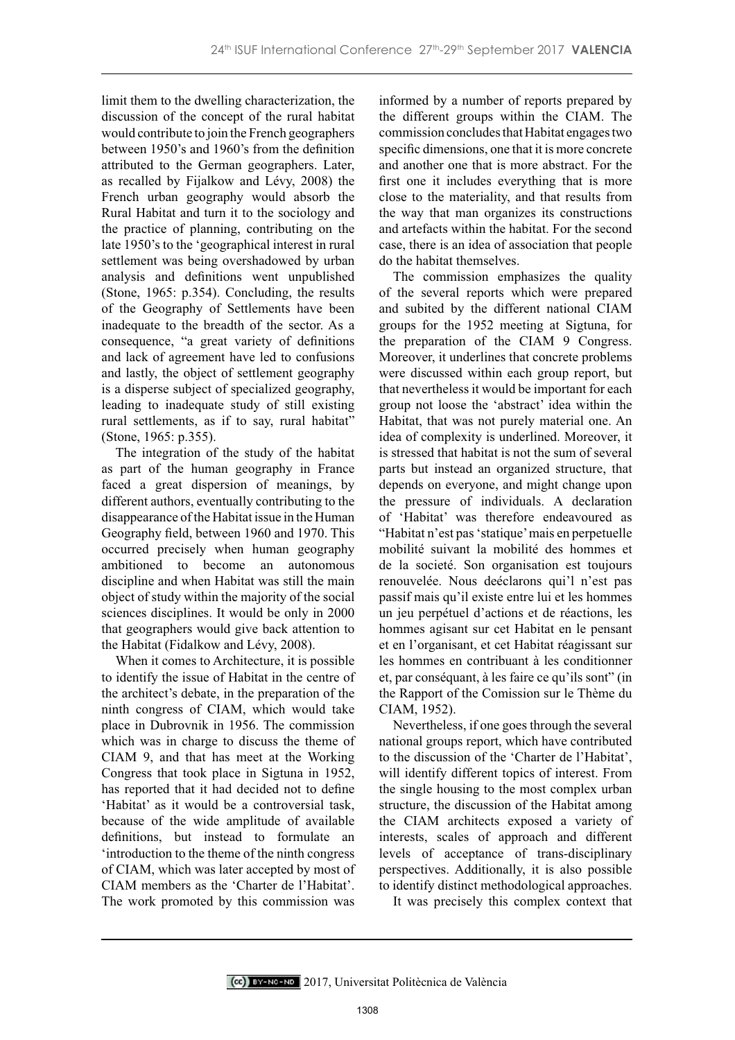limit them to the dwelling characterization, the discussion of the concept of the rural habitat would contribute to join the French geographers between 1950's and 1960's from the definition attributed to the German geographers. Later, as recalled by Fijalkow and Lévy, 2008) the French urban geography would absorb the Rural Habitat and turn it to the sociology and the practice of planning, contributing on the late 1950's to the 'geographical interest in rural settlement was being overshadowed by urban analysis and definitions went unpublished (Stone, 1965: p.354). Concluding, the results of the Geography of Settlements have been inadequate to the breadth of the sector. As a consequence, "a great variety of definitions and lack of agreement have led to confusions and lastly, the object of settlement geography is a disperse subject of specialized geography, leading to inadequate study of still existing rural settlements, as if to say, rural habitat" (Stone, 1965: p.355).

The integration of the study of the habitat as part of the human geography in France faced a great dispersion of meanings, by different authors, eventually contributing to the disappearance of the Habitat issue in the Human Geography field, between 1960 and 1970. This occurred precisely when human geography ambitioned to become an autonomous discipline and when Habitat was still the main object of study within the majority of the social sciences disciplines. It would be only in 2000 that geographers would give back attention to the Habitat (Fidalkow and Lévy, 2008).

When it comes to Architecture, it is possible to identify the issue of Habitat in the centre of the architect's debate, in the preparation of the ninth congress of CIAM, which would take place in Dubrovnik in 1956. The commission which was in charge to discuss the theme of CIAM 9, and that has meet at the Working Congress that took place in Sigtuna in 1952, has reported that it had decided not to define 'Habitat' as it would be a controversial task, because of the wide amplitude of available definitions, but instead to formulate an 'introduction to the theme of the ninth congress of CIAM, which was later accepted by most of CIAM members as the 'Charter de l'Habitat'. The work promoted by this commission was informed by a number of reports prepared by the different groups within the CIAM. The commission concludes that Habitat engages two specific dimensions, one that it is more concrete and another one that is more abstract. For the first one it includes everything that is more close to the materiality, and that results from the way that man organizes its constructions and artefacts within the habitat. For the second case, there is an idea of association that people do the habitat themselves.

The commission emphasizes the quality of the several reports which were prepared and subited by the different national CIAM groups for the 1952 meeting at Sigtuna, for the preparation of the CIAM 9 Congress. Moreover, it underlines that concrete problems were discussed within each group report, but that nevertheless it would be important for each group not loose the 'abstract' idea within the Habitat, that was not purely material one. An idea of complexity is underlined. Moreover, it is stressed that habitat is not the sum of several parts but instead an organized structure, that depends on everyone, and might change upon the pressure of individuals. A declaration of 'Habitat' was therefore endeavoured as "Habitat n'est pas 'statique' mais en perpetuelle mobilité suivant la mobilité des hommes et de la societé. Son organisation est toujours renouvelée. Nous deéclarons qui'l n'est pas passif mais qu'il existe entre lui et les hommes un jeu perpétuel d'actions et de réactions, les hommes agisant sur cet Habitat en le pensant et en l'organisant, et cet Habitat réagissant sur les hommes en contribuant à les conditionner et, par conséquant, à les faire ce qu'ils sont" (in the Rapport of the Comission sur le Thème du CIAM, 1952).

Nevertheless, if one goes through the several national groups report, which have contributed to the discussion of the 'Charter de l'Habitat', will identify different topics of interest. From the single housing to the most complex urban structure, the discussion of the Habitat among the CIAM architects exposed a variety of interests, scales of approach and different levels of acceptance of trans-disciplinary perspectives. Additionally, it is also possible to identify distinct methodological approaches.

It was precisely this complex context that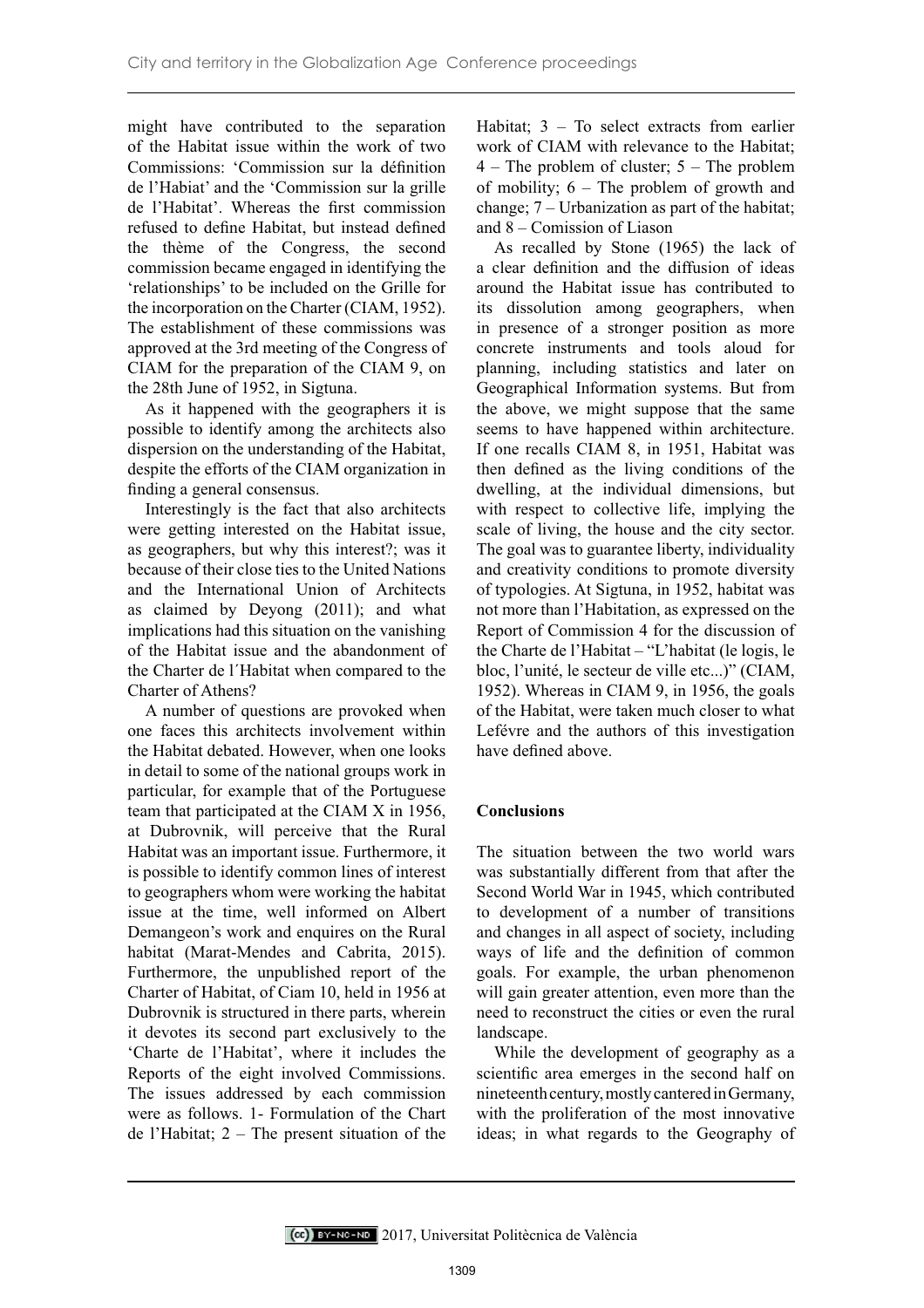might have contributed to the separation of the Habitat issue within the work of two Commissions: 'Commission sur la définition de l'Habiat' and the 'Commission sur la grille de l'Habitat'. Whereas the first commission refused to define Habitat, but instead defined the thème of the Congress, the second commission became engaged in identifying the 'relationships' to be included on the Grille for the incorporation on the Charter (CIAM, 1952). The establishment of these commissions was approved at the 3rd meeting of the Congress of CIAM for the preparation of the CIAM 9, on the 28th June of 1952, in Sigtuna.

As it happened with the geographers it is possible to identify among the architects also dispersion on the understanding of the Habitat, despite the efforts of the CIAM organization in finding a general consensus.

Interestingly is the fact that also architects were getting interested on the Habitat issue, as geographers, but why this interest?; was it because of their close ties to the United Nations and the International Union of Architects as claimed by Deyong (2011); and what implications had this situation on the vanishing of the Habitat issue and the abandonment of the Charter de l´Habitat when compared to the Charter of Athens?

A number of questions are provoked when one faces this architects involvement within the Habitat debated. However, when one looks in detail to some of the national groups work in particular, for example that of the Portuguese team that participated at the CIAM X in 1956, at Dubrovnik, will perceive that the Rural Habitat was an important issue. Furthermore, it is possible to identify common lines of interest to geographers whom were working the habitat issue at the time, well informed on Albert Demangeon's work and enquires on the Rural habitat (Marat-Mendes and Cabrita, 2015). Furthermore, the unpublished report of the Charter of Habitat, of Ciam 10, held in 1956 at Dubrovnik is structured in there parts, wherein it devotes its second part exclusively to the 'Charte de l'Habitat', where it includes the Reports of the eight involved Commissions. The issues addressed by each commission were as follows. 1- Formulation of the Chart de l'Habitat; 2 – The present situation of the Habitat; 3 – To select extracts from earlier work of CIAM with relevance to the Habitat; 4 – The problem of cluster; 5 – The problem of mobility; 6 – The problem of growth and change; 7 – Urbanization as part of the habitat; and 8 – Comission of Liason

As recalled by Stone (1965) the lack of a clear definition and the diffusion of ideas around the Habitat issue has contributed to its dissolution among geographers, when in presence of a stronger position as more concrete instruments and tools aloud for planning, including statistics and later on Geographical Information systems. But from the above, we might suppose that the same seems to have happened within architecture. If one recalls CIAM 8, in 1951, Habitat was then defined as the living conditions of the dwelling, at the individual dimensions, but with respect to collective life, implying the scale of living, the house and the city sector. The goal was to guarantee liberty, individuality and creativity conditions to promote diversity of typologies. At Sigtuna, in 1952, habitat was not more than l'Habitation, as expressed on the Report of Commission 4 for the discussion of the Charte de l'Habitat – "L'habitat (le logis, le bloc, l'unité, le secteur de ville etc...)" (CIAM, 1952). Whereas in CIAM 9, in 1956, the goals of the Habitat, were taken much closer to what Lefévre and the authors of this investigation have defined above.

## Conclusions

The situation between the two world wars was substantially different from that after the Second World War in 1945, which contributed to development of a number of transitions and changes in all aspect of society, including ways of life and the definition of common goals. For example, the urban phenomenon will gain greater attention, even more than the need to reconstruct the cities or even the rural landscape.

While the development of geography as a scientific area emerges in the second half on nineteenth century, mostly cantered in Germany, with the proliferation of the most innovative ideas; in what regards to the Geography of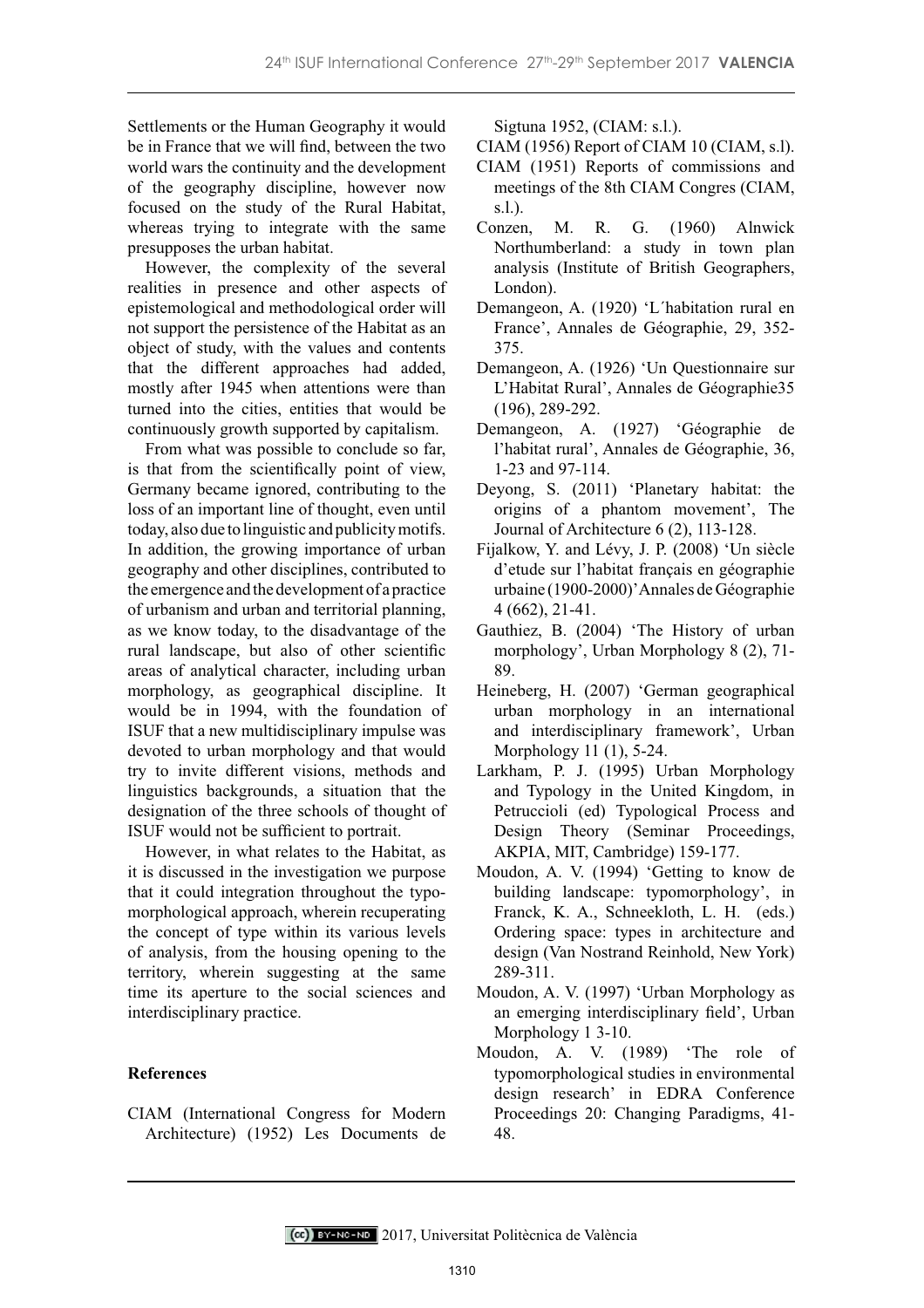Settlements or the Human Geography it would be in France that we will find, between the two world wars the continuity and the development of the geography discipline, however now focused on the study of the Rural Habitat, whereas trying to integrate with the same presupposes the urban habitat.

However, the complexity of the several realities in presence and other aspects of epistemological and methodological order will not support the persistence of the Habitat as an object of study, with the values and contents that the different approaches had added, mostly after 1945 when attentions were than turned into the cities, entities that would be continuously growth supported by capitalism.

From what was possible to conclude so far, is that from the scientifically point of view, Germany became ignored, contributing to the loss of an important line of thought, even until today, also due to linguistic and publicity motifs. In addition, the growing importance of urban geography and other disciplines, contributed to the emergence and the development of a practice of urbanism and urban and territorial planning, as we know today, to the disadvantage of the rural landscape, but also of other scientific areas of analytical character, including urban morphology, as geographical discipline. It would be in 1994, with the foundation of ISUF that a new multidisciplinary impulse was devoted to urban morphology and that would try to invite different visions, methods and linguistics backgrounds, a situation that the designation of the three schools of thought of ISUF would not be sufficient to portrait.

However, in what relates to the Habitat, as it is discussed in the investigation we purpose that it could integration throughout the typo-morphological approach, wherein recuperating the concept of type within its various levels of analysis, from the housing opening to the territory, wherein suggesting at the same time its aperture to the social sciences and interdisciplinary practice.

## References

CIAM (International Congress for Modern Architecture) (1952) Les Documents de Sigtuna 1952, (CIAM: s.l.).

CIAM (1956) Report of CIAM 10 (CIAM, s.l).

CIAM (1951) Reports of commissions and meetings of the 8th CIAM Congres (CIAM, s.l.).

Conzen, M. R. G. (1960) Alnwick Northumberland: a study in town plan analysis (Institute of British Geographers, London).

Demangeon, A. (1920) 'L´habitation rural en France', Annales de Géographie, 29, 352-375.

Demangeon, A. (1926) 'Un Questionnaire sur L'Habitat Rural', Annales de Géographie35 (196), 289-292.

Demangeon, A. (1927) 'Géographie de l'habitat rural', Annales de Géographie, 36, 1-23 and 97-114.

Deyong, S. (2011) 'Planetary habitat: the origins of a phantom movement', The Journal of Architecture 6 (2), 113-128.

Fijalkow, Y. and Lévy, J. P. (2008) 'Un siècle d'etude sur l'habitat français en géographie urbaine (1900-2000)'Annales de Géographie 4 (662), 21-41.

Gauthiez, B. (2004) 'The History of urban morphology', Urban Morphology 8 (2), 71-89.

Heineberg, H. (2007) 'German geographical urban morphology in an international and interdisciplinary framework', Urban Morphology 11 (1), 5-24.

Larkham, P. J. (1995) Urban Morphology and Typology in the United Kingdom, in Petruccioli (ed) Typological Process and Design Theory (Seminar Proceedings, AKPIA, MIT, Cambridge) 159-177.

Moudon, A. V. (1994) 'Getting to know de building landscape: typomorphology', in Franck, K. A., Schneekloth, L. H. (eds.) Ordering space: types in architecture and design (Van Nostrand Reinhold, New York) 289-311.

Moudon, A. V. (1997) 'Urban Morphology as an emerging interdisciplinary field', Urban Morphology 1 3-10.

Moudon, A. V. (1989) 'The role of typomorphological studies in environmental design research' in EDRA Conference Proceedings 20: Changing Paradigms, 41-48.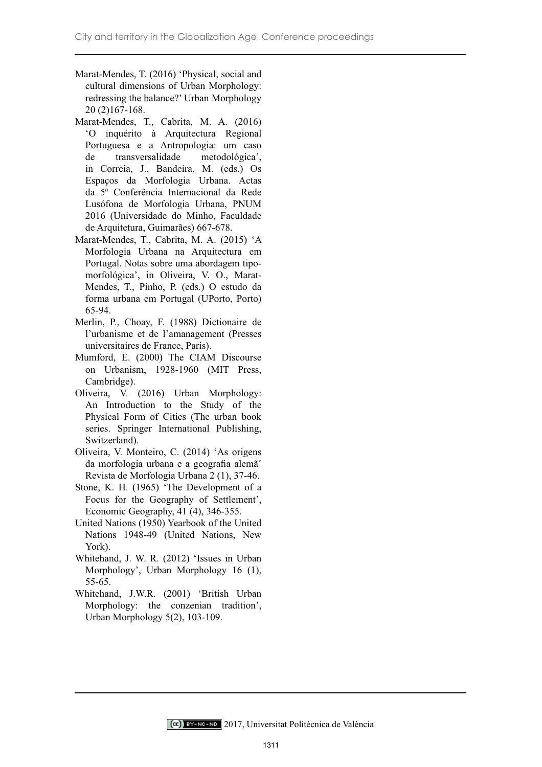Marat-Mendes, T. (2016) 'Physical, social and cultural dimensions of Urban Morphology: redressing the balance?' Urban Morphology 20 (2)167-168.

Marat-Mendes, T., Cabrita, M. A. (2016) 'O inquérito à Arquitectura Regional Portuguesa e a Antropologia: um caso de transversalidade metodológica', in Correia, J., Bandeira, M. (eds.) Os Espaços da Morfologia Urbana. Actas da 5ª Conferência Internacional da Rede Lusófona de Morfologia Urbana, PNUM 2016 (Universidade do Minho, Faculdade de Arquitetura, Guimarães) 667-678.

Marat-Mendes, T., Cabrita, M. A. (2015) 'A Morfologia Urbana na Arquitectura em Portugal. Notas sobre uma abordagem tipo-morfológica', in Oliveira, V. O., Marat-Mendes, T., Pinho, P. (eds.) O estudo da forma urbana em Portugal (UPorto, Porto) 65-94.

Merlin, P., Choay, F. (1988) Dictionaire de l'urbanisme et de l'amanagement (Presses universitaires de France, Paris).

Mumford, E. (2000) The CIAM Discourse on Urbanism, 1928-1960 (MIT Press, Cambridge).

Oliveira, V. (2016) Urban Morphology: An Introduction to the Study of the Physical Form of Cities (The urban book series. Springer International Publishing, Switzerland).

Oliveira, V. Monteiro, C. (2014) 'As origens da morfologia urbana e a geografia alemã´ Revista de Morfologia Urbana 2 (1), 37-46.

Stone, K. H. (1965) 'The Development of a Focus for the Geography of Settlement', Economic Geography, 41 (4), 346-355.

United Nations (1950) Yearbook of the United Nations 1948-49 (United Nations, New York).

Whitehand, J. W. R. (2012) 'Issues in Urban Morphology', Urban Morphology 16 (1), 55-65.

Whitehand, J.W.R. (2001) 'British Urban Morphology: the conzenian tradition', Urban Morphology 5(2), 103-109.